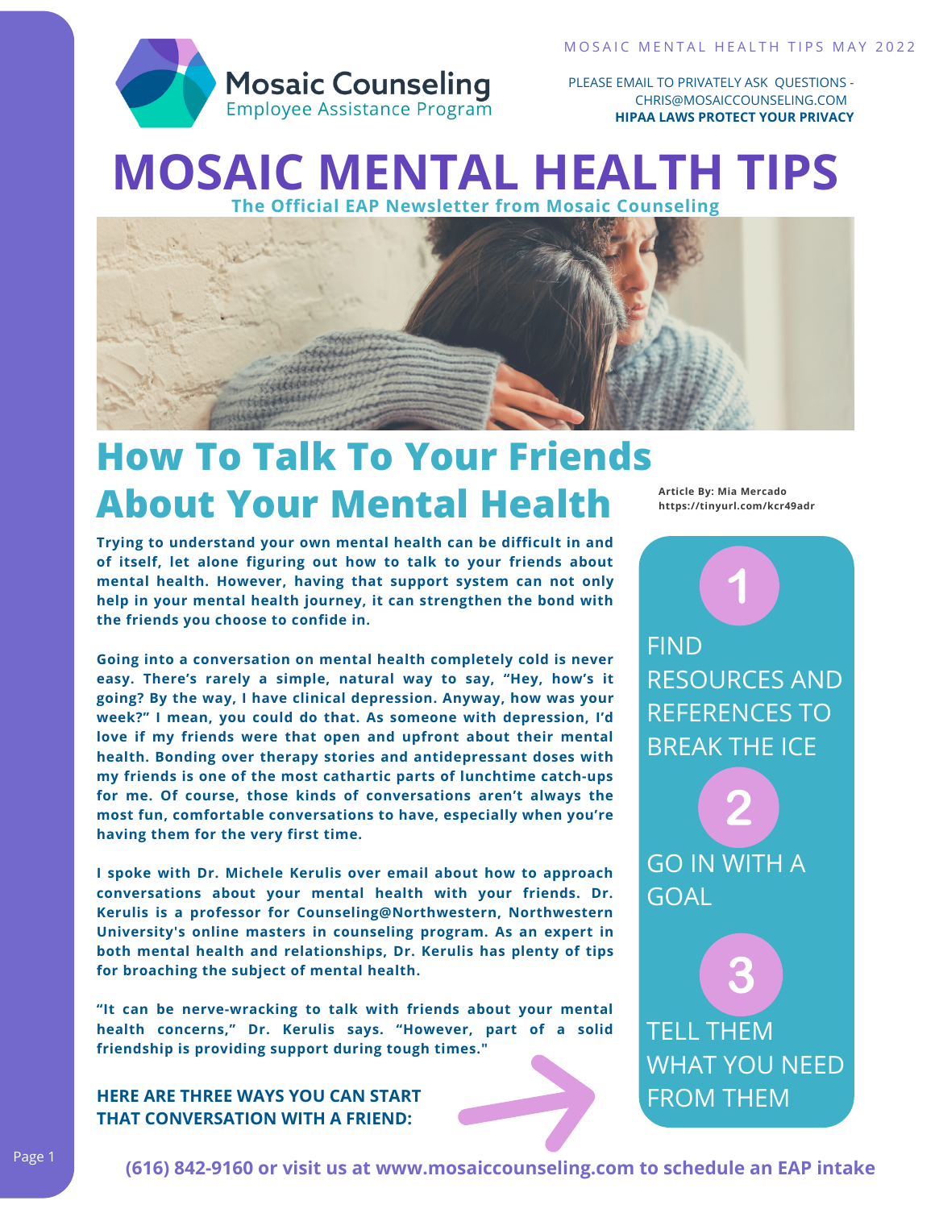MOSAIC MENTAL HEALTH TIPS MAY 2022

Mosaic Counseling
Employee Assistance Program

PLEASE EMAIL TO PRIVATELY ASK QUESTIONS - CHRIS@MOSAICCOUNSELING.COM
**HIPAA LAWS PROTECT YOUR PRIVACY**

# MOSAIC MENTAL HEALTH TIPS

**The Official EAP Newsletter from Mosaic Counseling**

## How To Talk To Your Friends About Your Mental Health

**Article By: Mia Mercado**
**https://tinyurl.com/kcr49adr**

**Trying to understand your own mental health can be difficult in and of itself, let alone figuring out how to talk to your friends about mental health. However, having that support system can not only help in your mental health journey, it can strengthen the bond with the friends you choose to confide in.**

**Going into a conversation on mental health completely cold is never easy. There's rarely a simple, natural way to say, "Hey, how's it going? By the way, I have clinical depression. Anyway, how was your week?" I mean, you could do that. As someone with depression, I'd love if my friends were that open and upfront about their mental health. Bonding over therapy stories and antidepressant doses with my friends is one of the most cathartic parts of lunchtime catch-ups for me. Of course, those kinds of conversations aren't always the most fun, comfortable conversations to have, especially when you're having them for the very first time.**

**I spoke with Dr. Michele Kerulis over email about how to approach conversations about your mental health with your friends. Dr. Kerulis is a professor for Counseling@Northwestern, Northwestern University's online masters in counseling program. As an expert in both mental health and relationships, Dr. Kerulis has plenty of tips for broaching the subject of mental health.**

**"It can be nerve-wracking to talk with friends about your mental health concerns," Dr. Kerulis says. "However, part of a solid friendship is providing support during tough times."**

**HERE ARE THREE WAYS YOU CAN START THAT CONVERSATION WITH A FRIEND:**

1. FIND RESOURCES AND REFERENCES TO BREAK THE ICE
2. GO IN WITH A GOAL
3. TELL THEM WHAT YOU NEED FROM THEM

**(616) 842-9160 or visit us at www.mosaiccounseling.com to schedule an EAP intake**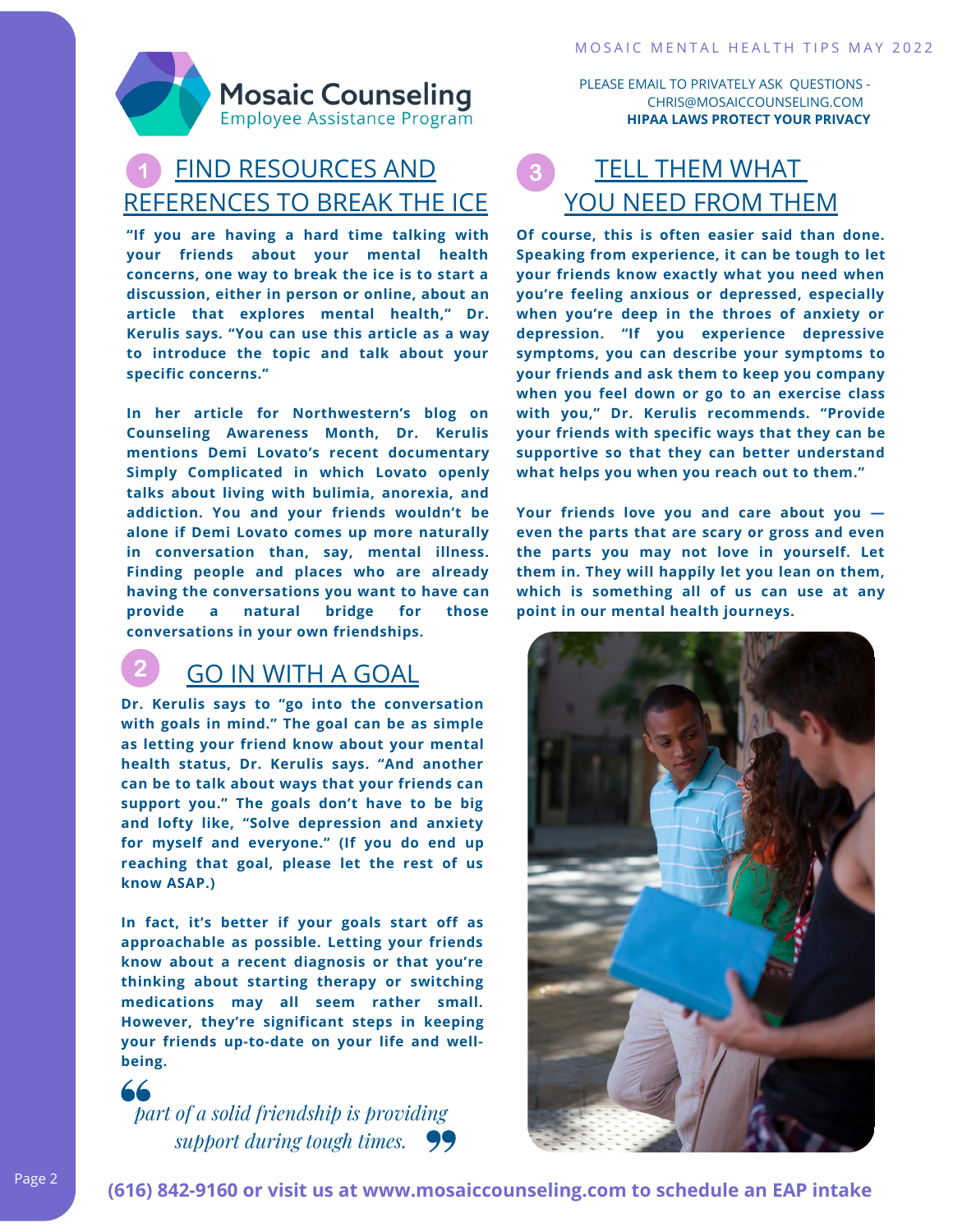Mosaic Counseling
Employee Assistance Program

PLEASE EMAIL TO PRIVATELY ASK QUESTIONS - CHRIS@MOSAICCOUNSELING.COM
**HIPAA LAWS PROTECT YOUR PRIVACY**

## 1 FIND RESOURCES AND REFERENCES TO BREAK THE ICE

**"If you are having a hard time talking with your friends about your mental health concerns, one way to break the ice is to start a discussion, either in person or online, about an article that explores mental health," Dr. Kerulis says. "You can use this article as a way to introduce the topic and talk about your specific concerns."**

**In her article for Northwestern's blog on Counseling Awareness Month, Dr. Kerulis mentions Demi Lovato's recent documentary Simply Complicated in which Lovato openly talks about living with bulimia, anorexia, and addiction. You and your friends wouldn't be alone if Demi Lovato comes up more naturally in conversation than, say, mental illness. Finding people and places who are already having the conversations you want to have can provide a natural bridge for those conversations in your own friendships.**

## 2 GO IN WITH A GOAL

**Dr. Kerulis says to "go into the conversation with goals in mind." The goal can be as simple as letting your friend know about your mental health status, Dr. Kerulis says. "And another can be to talk about ways that your friends can support you." The goals don't have to be big and lofty like, "Solve depression and anxiety for myself and everyone." (If you do end up reaching that goal, please let the rest of us know ASAP.)**

**In fact, it's better if your goals start off as approachable as possible. Letting your friends know about a recent diagnosis or that you're thinking about starting therapy or switching medications may all seem rather small. However, they're significant steps in keeping your friends up-to-date on your life and well-being.**

> *part of a solid friendship is providing support during tough times.*

## 3 TELL THEM WHAT YOU NEED FROM THEM

**Of course, this is often easier said than done. Speaking from experience, it can be tough to let your friends know exactly what you need when you're feeling anxious or depressed, especially when you're deep in the throes of anxiety or depression. "If you experience depressive symptoms, you can describe your symptoms to your friends and ask them to keep you company when you feel down or go to an exercise class with you," Dr. Kerulis recommends. "Provide your friends with specific ways that they can be supportive so that they can better understand what helps you when you reach out to them."**

**Your friends love you and care about you — even the parts that are scary or gross and even the parts you may not love in yourself. Let them in. They will happily let you lean on them, which is something all of us can use at any point in our mental health journeys.**

**(616) 842-9160 or visit us at www.mosaiccounseling.com to schedule an EAP intake**